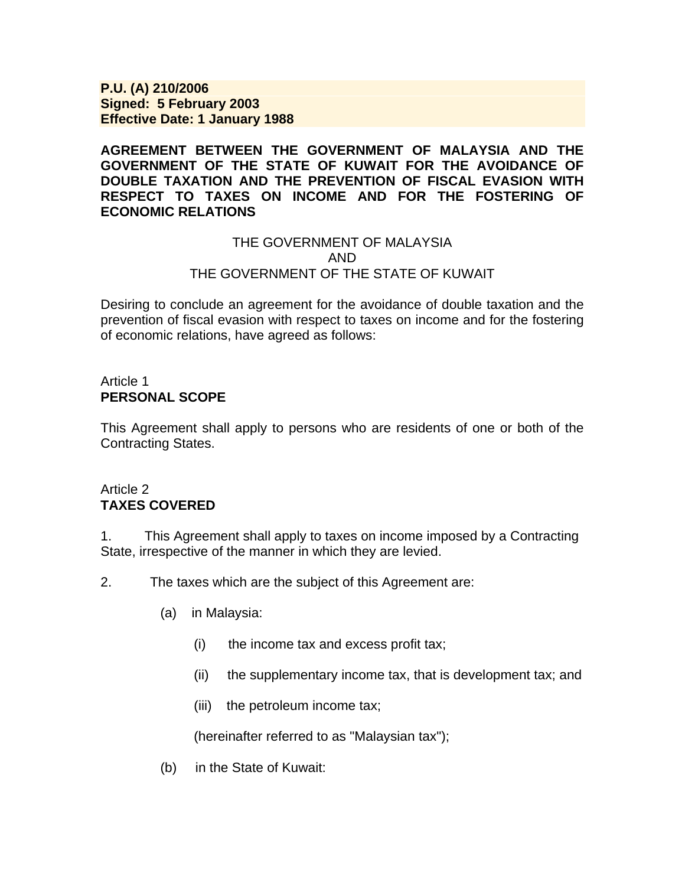**P.U. (A) 210/2006**
**Signed: 5 February 2003**
**Effective Date: 1 January 1988**

# AGREEMENT BETWEEN THE GOVERNMENT OF MALAYSIA AND THE GOVERNMENT OF THE STATE OF KUWAIT FOR THE AVOIDANCE OF DOUBLE TAXATION AND THE PREVENTION OF FISCAL EVASION WITH RESPECT TO TAXES ON INCOME AND FOR THE FOSTERING OF ECONOMIC RELATIONS

THE GOVERNMENT OF MALAYSIA
AND
THE GOVERNMENT OF THE STATE OF KUWAIT

Desiring to conclude an agreement for the avoidance of double taxation and the prevention of fiscal evasion with respect to taxes on income and for the fostering of economic relations, have agreed as follows:

## Article 1
## **PERSONAL SCOPE**

This Agreement shall apply to persons who are residents of one or both of the Contracting States.

## Article 2
## **TAXES COVERED**

1. This Agreement shall apply to taxes on income imposed by a Contracting State, irrespective of the manner in which they are levied.

2. The taxes which are the subject of this Agreement are:

   (a) in Malaysia:

      (i) the income tax and excess profit tax;

      (ii) the supplementary income tax, that is development tax; and

      (iii) the petroleum income tax;

      (hereinafter referred to as "Malaysian tax");

   (b) in the State of Kuwait: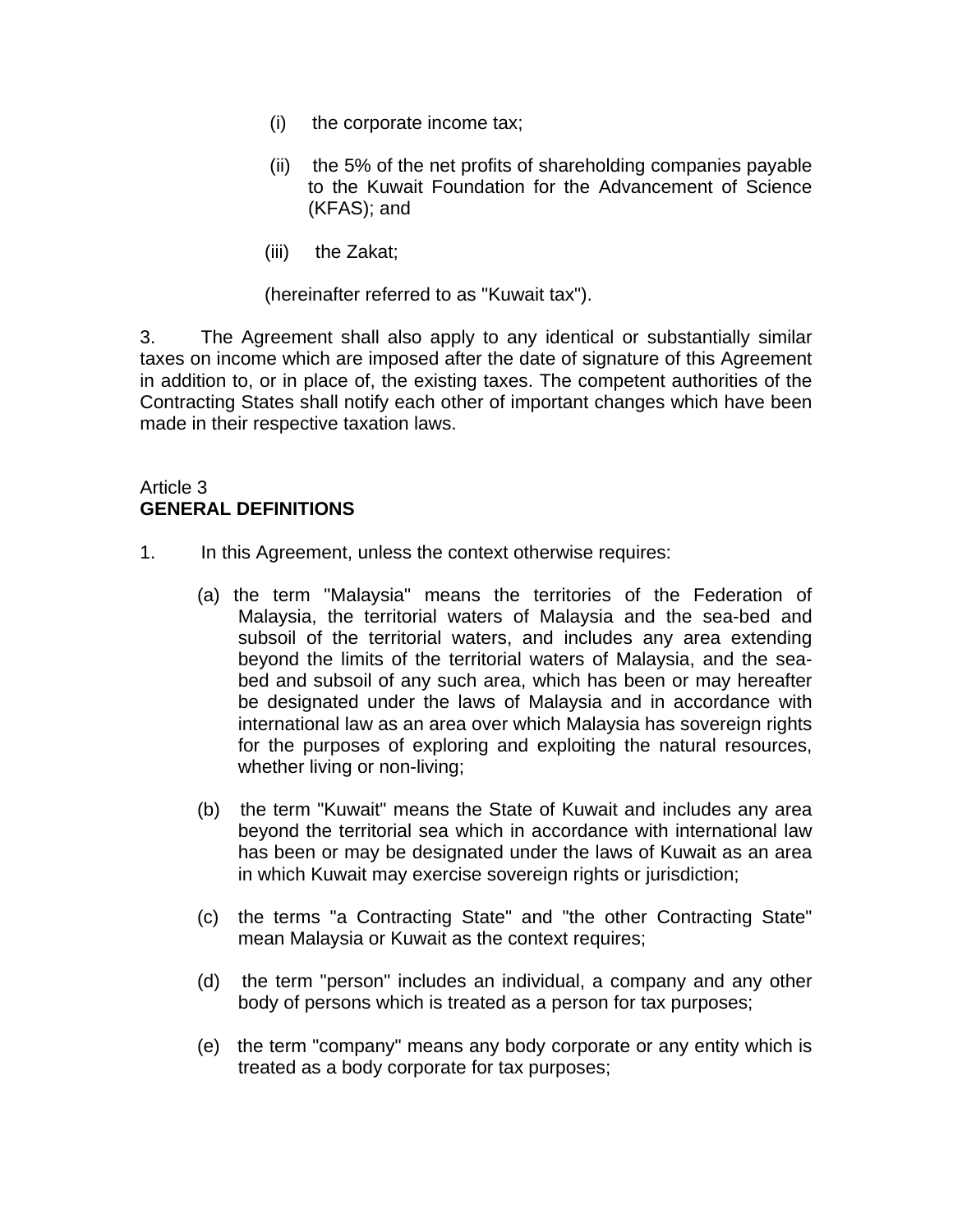(i) the corporate income tax;

(ii) the 5% of the net profits of shareholding companies payable to the Kuwait Foundation for the Advancement of Science (KFAS); and

(iii) the Zakat;

(hereinafter referred to as "Kuwait tax").

3. The Agreement shall also apply to any identical or substantially similar taxes on income which are imposed after the date of signature of this Agreement in addition to, or in place of, the existing taxes. The competent authorities of the Contracting States shall notify each other of important changes which have been made in their respective taxation laws.

Article 3
**GENERAL DEFINITIONS**

1. In this Agreement, unless the context otherwise requires:

(a) the term "Malaysia" means the territories of the Federation of Malaysia, the territorial waters of Malaysia and the sea-bed and subsoil of the territorial waters, and includes any area extending beyond the limits of the territorial waters of Malaysia, and the sea-bed and subsoil of any such area, which has been or may hereafter be designated under the laws of Malaysia and in accordance with international law as an area over which Malaysia has sovereign rights for the purposes of exploring and exploiting the natural resources, whether living or non-living;

(b) the term "Kuwait" means the State of Kuwait and includes any area beyond the territorial sea which in accordance with international law has been or may be designated under the laws of Kuwait as an area in which Kuwait may exercise sovereign rights or jurisdiction;

(c) the terms "a Contracting State" and "the other Contracting State" mean Malaysia or Kuwait as the context requires;

(d) the term "person" includes an individual, a company and any other body of persons which is treated as a person for tax purposes;

(e) the term "company" means any body corporate or any entity which is treated as a body corporate for tax purposes;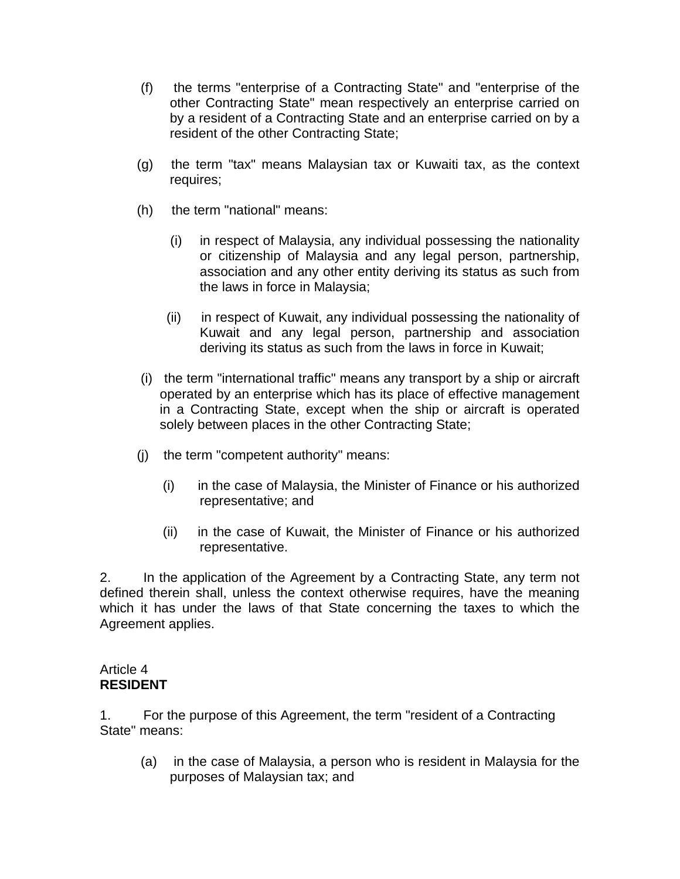(f) the terms "enterprise of a Contracting State" and "enterprise of the other Contracting State" mean respectively an enterprise carried on by a resident of a Contracting State and an enterprise carried on by a resident of the other Contracting State;

(g) the term "tax" means Malaysian tax or Kuwaiti tax, as the context requires;

(h) the term "national" means:

   (i) in respect of Malaysia, any individual possessing the nationality or citizenship of Malaysia and any legal person, partnership, association and any other entity deriving its status as such from the laws in force in Malaysia;

   (ii) in respect of Kuwait, any individual possessing the nationality of Kuwait and any legal person, partnership and association deriving its status as such from the laws in force in Kuwait;

(i) the term "international traffic" means any transport by a ship or aircraft operated by an enterprise which has its place of effective management in a Contracting State, except when the ship or aircraft is operated solely between places in the other Contracting State;

(j) the term "competent authority" means:

   (i) in the case of Malaysia, the Minister of Finance or his authorized representative; and

   (ii) in the case of Kuwait, the Minister of Finance or his authorized representative.

2. In the application of the Agreement by a Contracting State, any term not defined therein shall, unless the context otherwise requires, have the meaning which it has under the laws of that State concerning the taxes to which the Agreement applies.

Article 4
**RESIDENT**

1. For the purpose of this Agreement, the term "resident of a Contracting State" means:

(a) in the case of Malaysia, a person who is resident in Malaysia for the purposes of Malaysian tax; and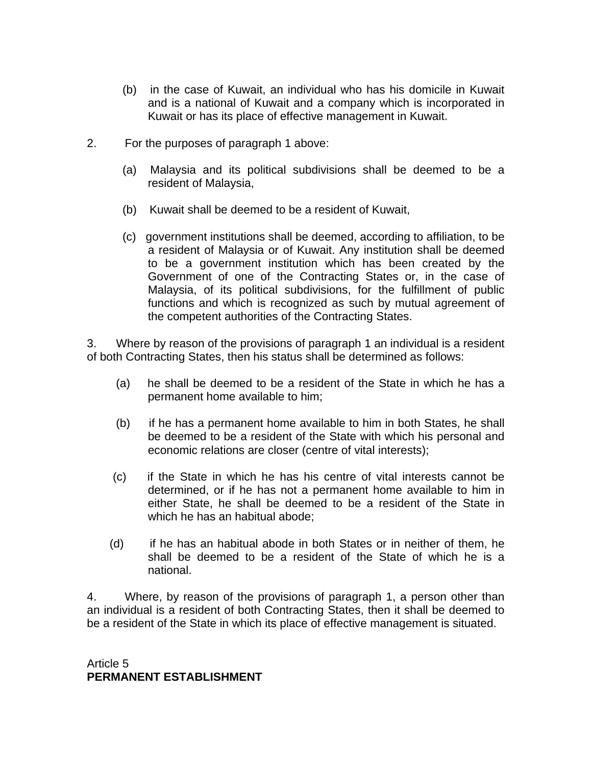(b) in the case of Kuwait, an individual who has his domicile in Kuwait and is a national of Kuwait and a company which is incorporated in Kuwait or has its place of effective management in Kuwait.

2. For the purposes of paragraph 1 above:

(a) Malaysia and its political subdivisions shall be deemed to be a resident of Malaysia,

(b) Kuwait shall be deemed to be a resident of Kuwait,

(c) government institutions shall be deemed, according to affiliation, to be a resident of Malaysia or of Kuwait. Any institution shall be deemed to be a government institution which has been created by the Government of one of the Contracting States or, in the case of Malaysia, of its political subdivisions, for the fulfillment of public functions and which is recognized as such by mutual agreement of the competent authorities of the Contracting States.

3. Where by reason of the provisions of paragraph 1 an individual is a resident of both Contracting States, then his status shall be determined as follows:

(a) he shall be deemed to be a resident of the State in which he has a permanent home available to him;

(b) if he has a permanent home available to him in both States, he shall be deemed to be a resident of the State with which his personal and economic relations are closer (centre of vital interests);

(c) if the State in which he has his centre of vital interests cannot be determined, or if he has not a permanent home available to him in either State, he shall be deemed to be a resident of the State in which he has an habitual abode;

(d) if he has an habitual abode in both States or in neither of them, he shall be deemed to be a resident of the State of which he is a national.

4. Where, by reason of the provisions of paragraph 1, a person other than an individual is a resident of both Contracting States, then it shall be deemed to be a resident of the State in which its place of effective management is situated.

Article 5
**PERMANENT ESTABLISHMENT**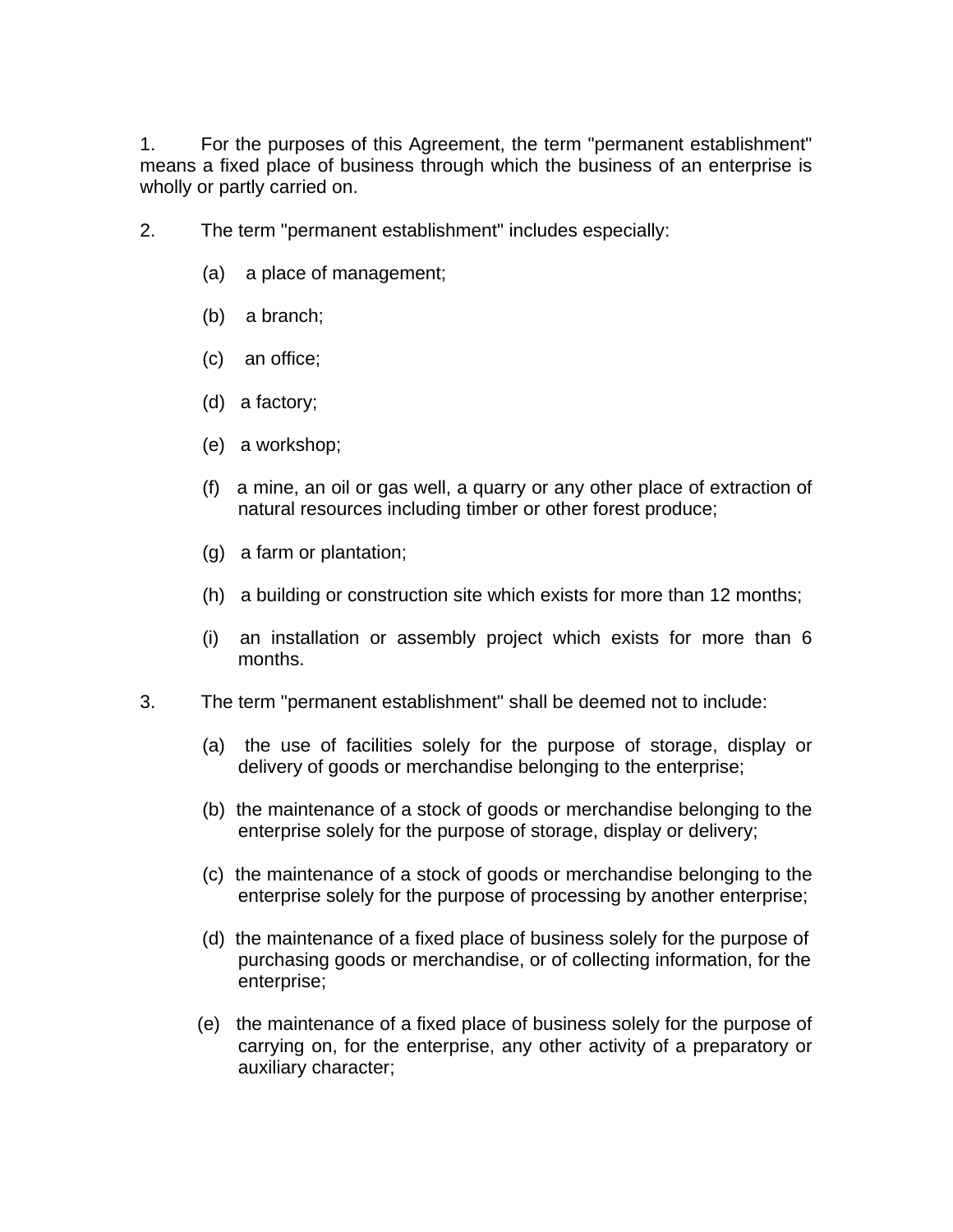1. For the purposes of this Agreement, the term "permanent establishment" means a fixed place of business through which the business of an enterprise is wholly or partly carried on.

2. The term "permanent establishment" includes especially:

   (a) a place of management;

   (b) a branch;

   (c) an office;

   (d) a factory;

   (e) a workshop;

   (f) a mine, an oil or gas well, a quarry or any other place of extraction of natural resources including timber or other forest produce;

   (g) a farm or plantation;

   (h) a building or construction site which exists for more than 12 months;

   (i) an installation or assembly project which exists for more than 6 months.

3. The term "permanent establishment" shall be deemed not to include:

   (a) the use of facilities solely for the purpose of storage, display or delivery of goods or merchandise belonging to the enterprise;

   (b) the maintenance of a stock of goods or merchandise belonging to the enterprise solely for the purpose of storage, display or delivery;

   (c) the maintenance of a stock of goods or merchandise belonging to the enterprise solely for the purpose of processing by another enterprise;

   (d) the maintenance of a fixed place of business solely for the purpose of purchasing goods or merchandise, or of collecting information, for the enterprise;

   (e) the maintenance of a fixed place of business solely for the purpose of carrying on, for the enterprise, any other activity of a preparatory or auxiliary character;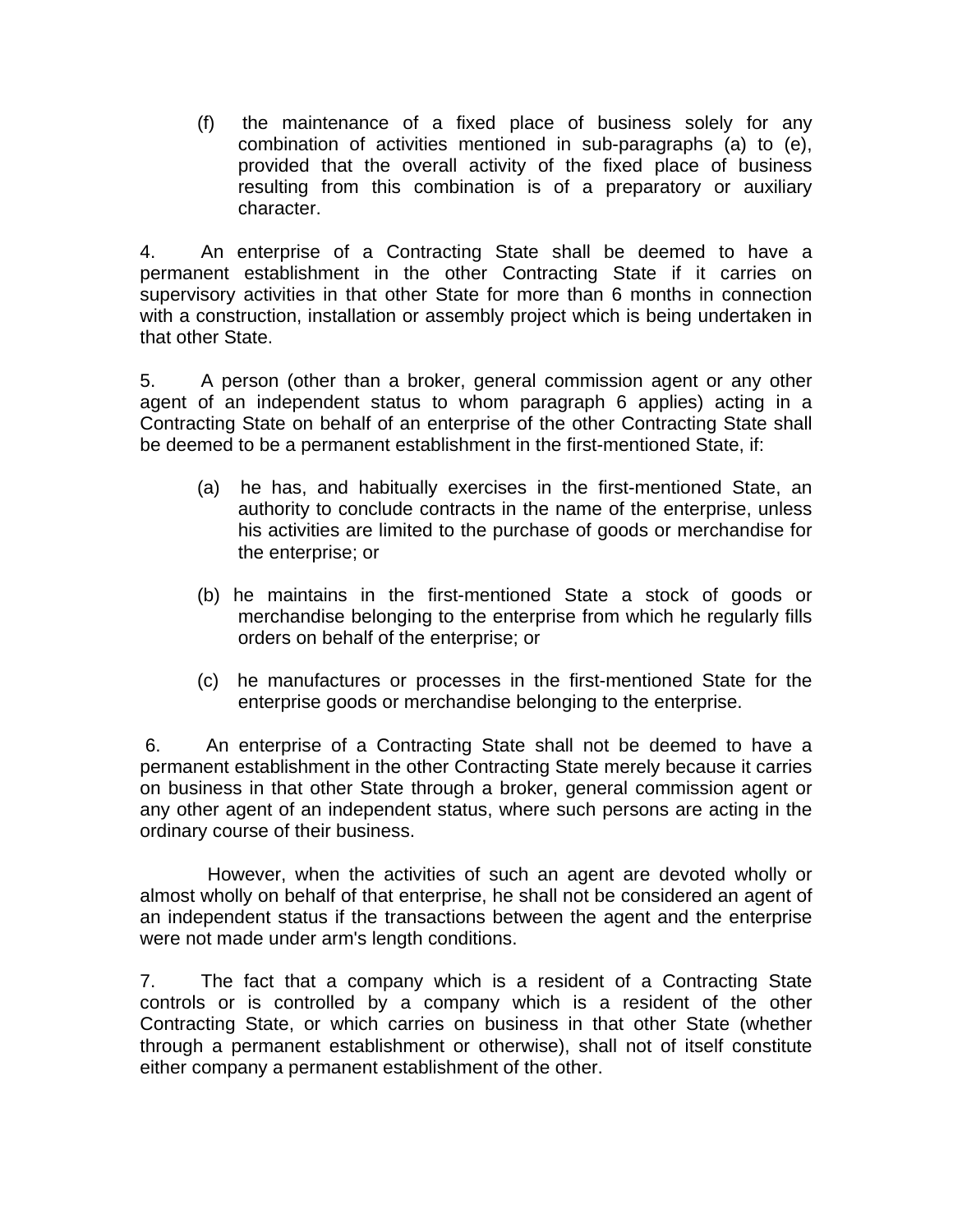(f) the maintenance of a fixed place of business solely for any combination of activities mentioned in sub-paragraphs (a) to (e), provided that the overall activity of the fixed place of business resulting from this combination is of a preparatory or auxiliary character.

4. An enterprise of a Contracting State shall be deemed to have a permanent establishment in the other Contracting State if it carries on supervisory activities in that other State for more than 6 months in connection with a construction, installation or assembly project which is being undertaken in that other State.

5. A person (other than a broker, general commission agent or any other agent of an independent status to whom paragraph 6 applies) acting in a Contracting State on behalf of an enterprise of the other Contracting State shall be deemed to be a permanent establishment in the first-mentioned State, if:

(a) he has, and habitually exercises in the first-mentioned State, an authority to conclude contracts in the name of the enterprise, unless his activities are limited to the purchase of goods or merchandise for the enterprise; or

(b) he maintains in the first-mentioned State a stock of goods or merchandise belonging to the enterprise from which he regularly fills orders on behalf of the enterprise; or

(c) he manufactures or processes in the first-mentioned State for the enterprise goods or merchandise belonging to the enterprise.

6. An enterprise of a Contracting State shall not be deemed to have a permanent establishment in the other Contracting State merely because it carries on business in that other State through a broker, general commission agent or any other agent of an independent status, where such persons are acting in the ordinary course of their business.

However, when the activities of such an agent are devoted wholly or almost wholly on behalf of that enterprise, he shall not be considered an agent of an independent status if the transactions between the agent and the enterprise were not made under arm's length conditions.

7. The fact that a company which is a resident of a Contracting State controls or is controlled by a company which is a resident of the other Contracting State, or which carries on business in that other State (whether through a permanent establishment or otherwise), shall not of itself constitute either company a permanent establishment of the other.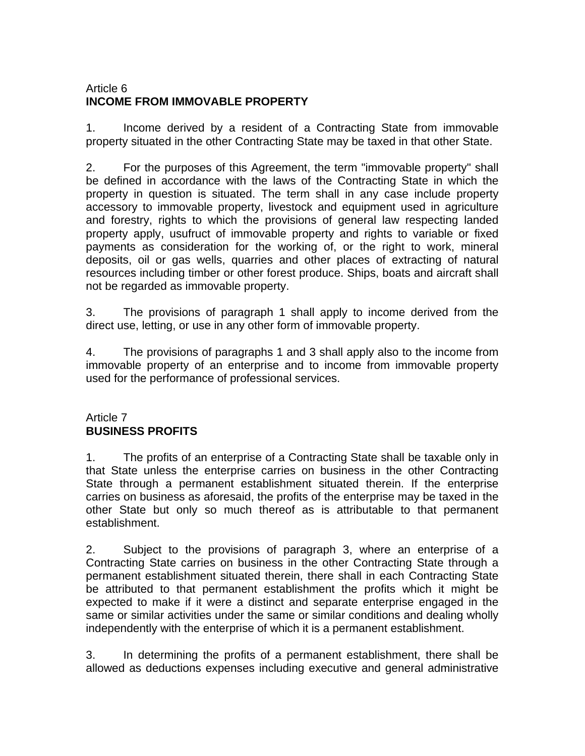Article 6

**INCOME FROM IMMOVABLE PROPERTY**

1. Income derived by a resident of a Contracting State from immovable property situated in the other Contracting State may be taxed in that other State.

2. For the purposes of this Agreement, the term "immovable property" shall be defined in accordance with the laws of the Contracting State in which the property in question is situated. The term shall in any case include property accessory to immovable property, livestock and equipment used in agriculture and forestry, rights to which the provisions of general law respecting landed property apply, usufruct of immovable property and rights to variable or fixed payments as consideration for the working of, or the right to work, mineral deposits, oil or gas wells, quarries and other places of extracting of natural resources including timber or other forest produce. Ships, boats and aircraft shall not be regarded as immovable property.

3. The provisions of paragraph 1 shall apply to income derived from the direct use, letting, or use in any other form of immovable property.

4. The provisions of paragraphs 1 and 3 shall apply also to the income from immovable property of an enterprise and to income from immovable property used for the performance of professional services.

Article 7

**BUSINESS PROFITS**

1. The profits of an enterprise of a Contracting State shall be taxable only in that State unless the enterprise carries on business in the other Contracting State through a permanent establishment situated therein. If the enterprise carries on business as aforesaid, the profits of the enterprise may be taxed in the other State but only so much thereof as is attributable to that permanent establishment.

2. Subject to the provisions of paragraph 3, where an enterprise of a Contracting State carries on business in the other Contracting State through a permanent establishment situated therein, there shall in each Contracting State be attributed to that permanent establishment the profits which it might be expected to make if it were a distinct and separate enterprise engaged in the same or similar activities under the same or similar conditions and dealing wholly independently with the enterprise of which it is a permanent establishment.

3. In determining the profits of a permanent establishment, there shall be allowed as deductions expenses including executive and general administrative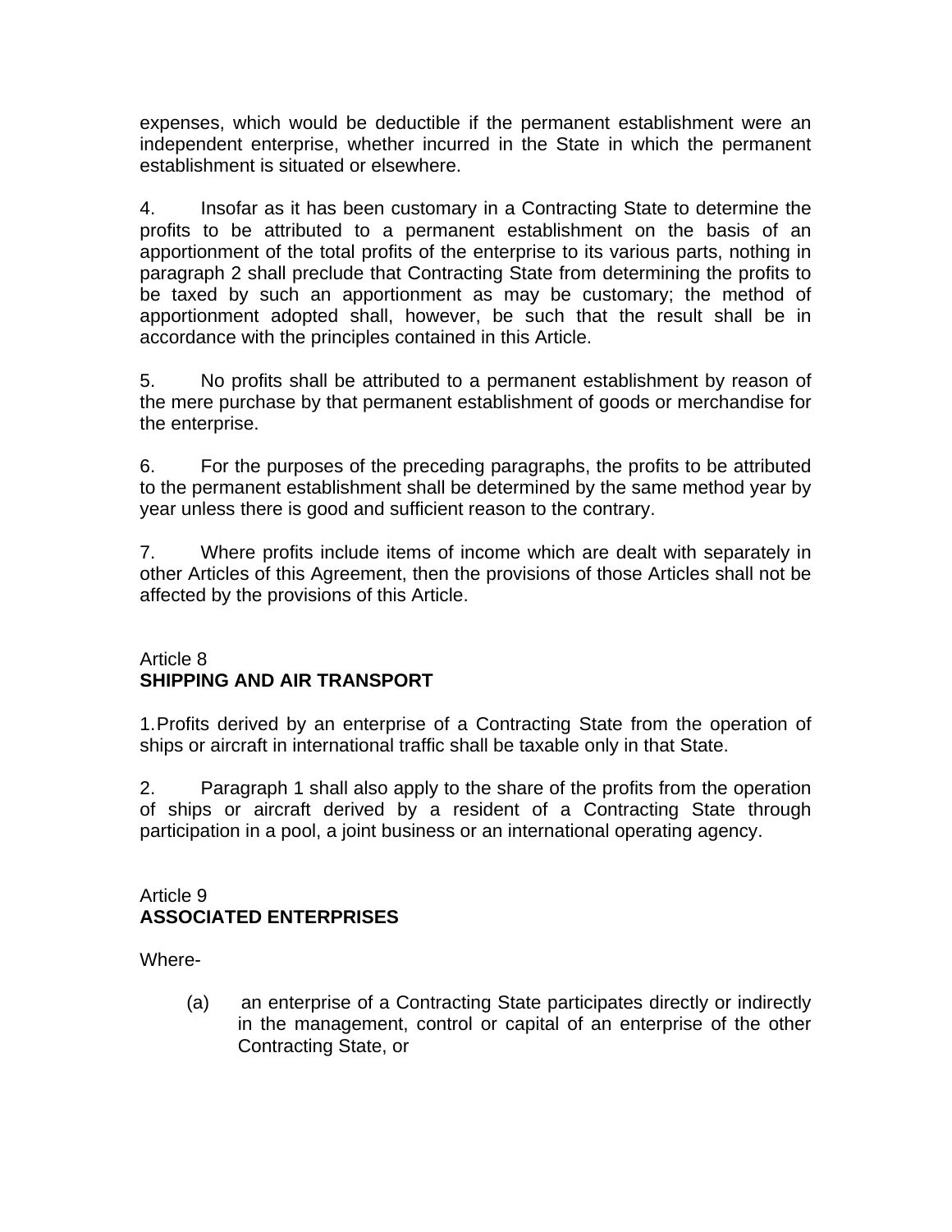expenses, which would be deductible if the permanent establishment were an independent enterprise, whether incurred in the State in which the permanent establishment is situated or elsewhere.

4. Insofar as it has been customary in a Contracting State to determine the profits to be attributed to a permanent establishment on the basis of an apportionment of the total profits of the enterprise to its various parts, nothing in paragraph 2 shall preclude that Contracting State from determining the profits to be taxed by such an apportionment as may be customary; the method of apportionment adopted shall, however, be such that the result shall be in accordance with the principles contained in this Article.

5. No profits shall be attributed to a permanent establishment by reason of the mere purchase by that permanent establishment of goods or merchandise for the enterprise.

6. For the purposes of the preceding paragraphs, the profits to be attributed to the permanent establishment shall be determined by the same method year by year unless there is good and sufficient reason to the contrary.

7. Where profits include items of income which are dealt with separately in other Articles of this Agreement, then the provisions of those Articles shall not be affected by the provisions of this Article.

Article 8
**SHIPPING AND AIR TRANSPORT**

1. Profits derived by an enterprise of a Contracting State from the operation of ships or aircraft in international traffic shall be taxable only in that State.

2. Paragraph 1 shall also apply to the share of the profits from the operation of ships or aircraft derived by a resident of a Contracting State through participation in a pool, a joint business or an international operating agency.

Article 9
**ASSOCIATED ENTERPRISES**

Where-

(a) an enterprise of a Contracting State participates directly or indirectly in the management, control or capital of an enterprise of the other Contracting State, or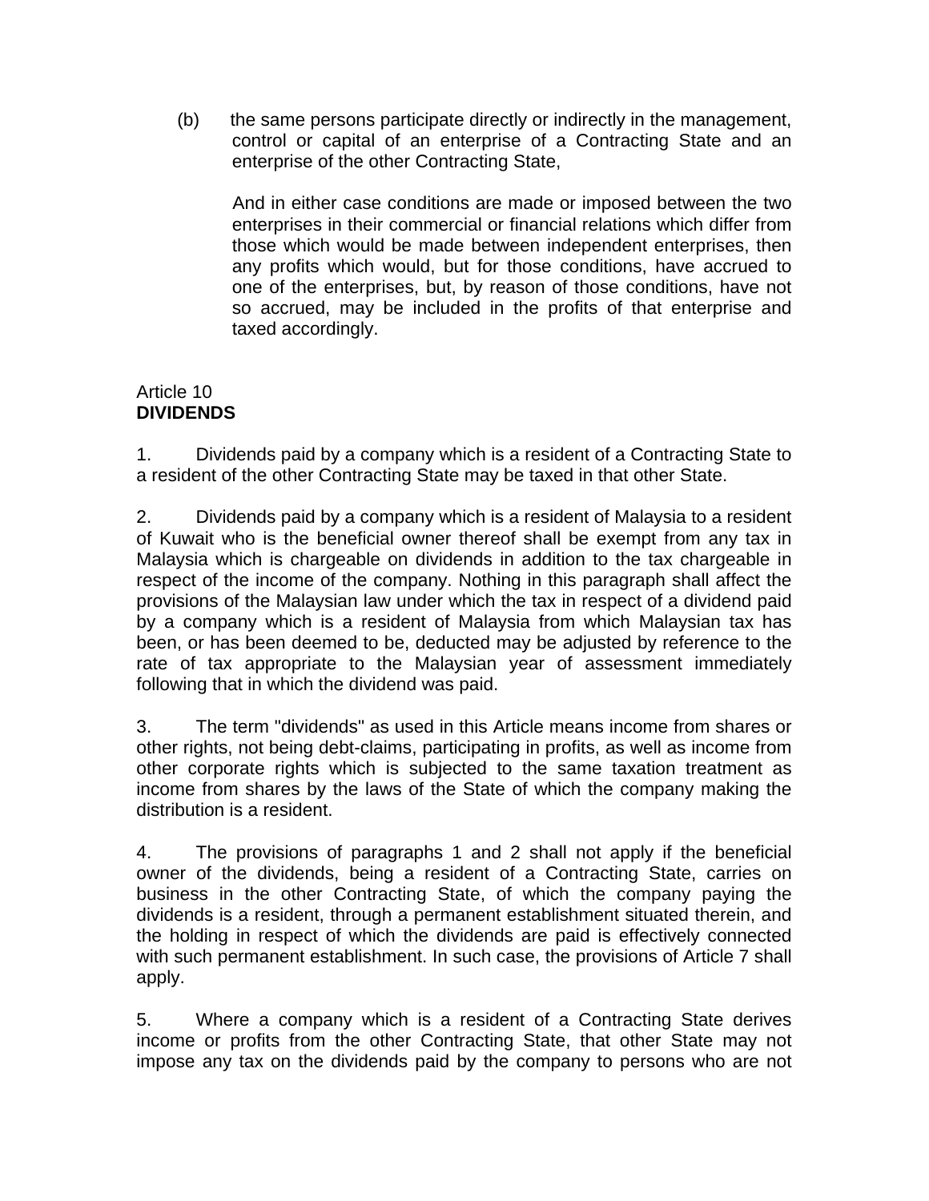(b) the same persons participate directly or indirectly in the management, control or capital of an enterprise of a Contracting State and an enterprise of the other Contracting State,

And in either case conditions are made or imposed between the two enterprises in their commercial or financial relations which differ from those which would be made between independent enterprises, then any profits which would, but for those conditions, have accrued to one of the enterprises, but, by reason of those conditions, have not so accrued, may be included in the profits of that enterprise and taxed accordingly.

Article 10
**DIVIDENDS**

1. Dividends paid by a company which is a resident of a Contracting State to a resident of the other Contracting State may be taxed in that other State.

2. Dividends paid by a company which is a resident of Malaysia to a resident of Kuwait who is the beneficial owner thereof shall be exempt from any tax in Malaysia which is chargeable on dividends in addition to the tax chargeable in respect of the income of the company. Nothing in this paragraph shall affect the provisions of the Malaysian law under which the tax in respect of a dividend paid by a company which is a resident of Malaysia from which Malaysian tax has been, or has been deemed to be, deducted may be adjusted by reference to the rate of tax appropriate to the Malaysian year of assessment immediately following that in which the dividend was paid.

3. The term "dividends" as used in this Article means income from shares or other rights, not being debt-claims, participating in profits, as well as income from other corporate rights which is subjected to the same taxation treatment as income from shares by the laws of the State of which the company making the distribution is a resident.

4. The provisions of paragraphs 1 and 2 shall not apply if the beneficial owner of the dividends, being a resident of a Contracting State, carries on business in the other Contracting State, of which the company paying the dividends is a resident, through a permanent establishment situated therein, and the holding in respect of which the dividends are paid is effectively connected with such permanent establishment. In such case, the provisions of Article 7 shall apply.

5. Where a company which is a resident of a Contracting State derives income or profits from the other Contracting State, that other State may not impose any tax on the dividends paid by the company to persons who are not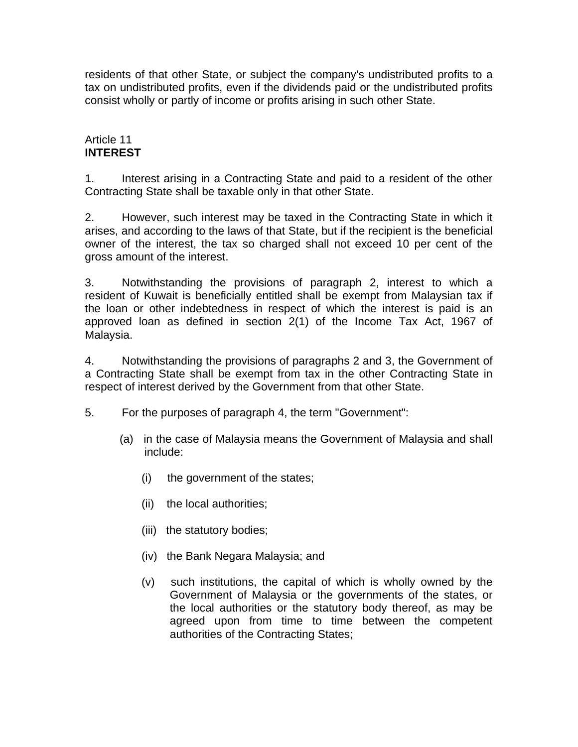residents of that other State, or subject the company's undistributed profits to a tax on undistributed profits, even if the dividends paid or the undistributed profits consist wholly or partly of income or profits arising in such other State.

Article 11
**INTEREST**

1. Interest arising in a Contracting State and paid to a resident of the other Contracting State shall be taxable only in that other State.

2. However, such interest may be taxed in the Contracting State in which it arises, and according to the laws of that State, but if the recipient is the beneficial owner of the interest, the tax so charged shall not exceed 10 per cent of the gross amount of the interest.

3. Notwithstanding the provisions of paragraph 2, interest to which a resident of Kuwait is beneficially entitled shall be exempt from Malaysian tax if the loan or other indebtedness in respect of which the interest is paid is an approved loan as defined in section 2(1) of the Income Tax Act, 1967 of Malaysia.

4. Notwithstanding the provisions of paragraphs 2 and 3, the Government of a Contracting State shall be exempt from tax in the other Contracting State in respect of interest derived by the Government from that other State.

5. For the purposes of paragraph 4, the term "Government":

   (a) in the case of Malaysia means the Government of Malaysia and shall include:

      (i) the government of the states;

      (ii) the local authorities;

      (iii) the statutory bodies;

      (iv) the Bank Negara Malaysia; and

      (v) such institutions, the capital of which is wholly owned by the Government of Malaysia or the governments of the states, or the local authorities or the statutory body thereof, as may be agreed upon from time to time between the competent authorities of the Contracting States;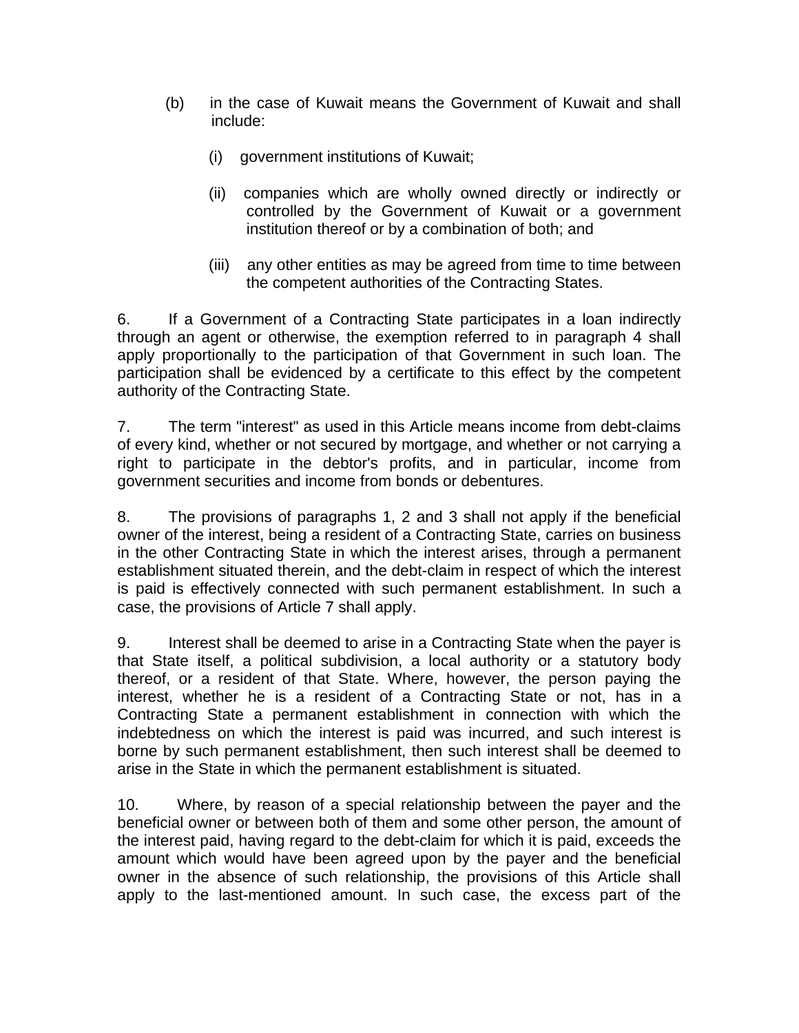(b) in the case of Kuwait means the Government of Kuwait and shall include:

   (i) government institutions of Kuwait;

   (ii) companies which are wholly owned directly or indirectly or controlled by the Government of Kuwait or a government institution thereof or by a combination of both; and

   (iii) any other entities as may be agreed from time to time between the competent authorities of the Contracting States.

6. If a Government of a Contracting State participates in a loan indirectly through an agent or otherwise, the exemption referred to in paragraph 4 shall apply proportionally to the participation of that Government in such loan. The participation shall be evidenced by a certificate to this effect by the competent authority of the Contracting State.

7. The term "interest" as used in this Article means income from debt-claims of every kind, whether or not secured by mortgage, and whether or not carrying a right to participate in the debtor's profits, and in particular, income from government securities and income from bonds or debentures.

8. The provisions of paragraphs 1, 2 and 3 shall not apply if the beneficial owner of the interest, being a resident of a Contracting State, carries on business in the other Contracting State in which the interest arises, through a permanent establishment situated therein, and the debt-claim in respect of which the interest is paid is effectively connected with such permanent establishment. In such a case, the provisions of Article 7 shall apply.

9. Interest shall be deemed to arise in a Contracting State when the payer is that State itself, a political subdivision, a local authority or a statutory body thereof, or a resident of that State. Where, however, the person paying the interest, whether he is a resident of a Contracting State or not, has in a Contracting State a permanent establishment in connection with which the indebtedness on which the interest is paid was incurred, and such interest is borne by such permanent establishment, then such interest shall be deemed to arise in the State in which the permanent establishment is situated.

10. Where, by reason of a special relationship between the payer and the beneficial owner or between both of them and some other person, the amount of the interest paid, having regard to the debt-claim for which it is paid, exceeds the amount which would have been agreed upon by the payer and the beneficial owner in the absence of such relationship, the provisions of this Article shall apply to the last-mentioned amount. In such case, the excess part of the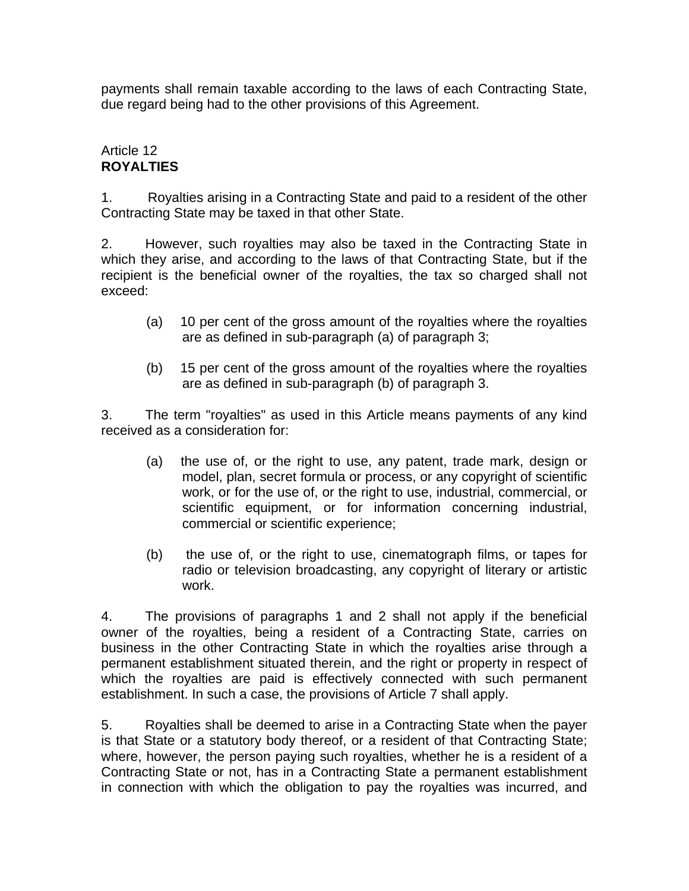payments shall remain taxable according to the laws of each Contracting State, due regard being had to the other provisions of this Agreement.

Article 12
**ROYALTIES**

1. Royalties arising in a Contracting State and paid to a resident of the other Contracting State may be taxed in that other State.

2. However, such royalties may also be taxed in the Contracting State in which they arise, and according to the laws of that Contracting State, but if the recipient is the beneficial owner of the royalties, the tax so charged shall not exceed:

(a) 10 per cent of the gross amount of the royalties where the royalties are as defined in sub-paragraph (a) of paragraph 3;

(b) 15 per cent of the gross amount of the royalties where the royalties are as defined in sub-paragraph (b) of paragraph 3.

3. The term "royalties" as used in this Article means payments of any kind received as a consideration for:

(a) the use of, or the right to use, any patent, trade mark, design or model, plan, secret formula or process, or any copyright of scientific work, or for the use of, or the right to use, industrial, commercial, or scientific equipment, or for information concerning industrial, commercial or scientific experience;

(b) the use of, or the right to use, cinematograph films, or tapes for radio or television broadcasting, any copyright of literary or artistic work.

4. The provisions of paragraphs 1 and 2 shall not apply if the beneficial owner of the royalties, being a resident of a Contracting State, carries on business in the other Contracting State in which the royalties arise through a permanent establishment situated therein, and the right or property in respect of which the royalties are paid is effectively connected with such permanent establishment. In such a case, the provisions of Article 7 shall apply.

5. Royalties shall be deemed to arise in a Contracting State when the payer is that State or a statutory body thereof, or a resident of that Contracting State; where, however, the person paying such royalties, whether he is a resident of a Contracting State or not, has in a Contracting State a permanent establishment in connection with which the obligation to pay the royalties was incurred, and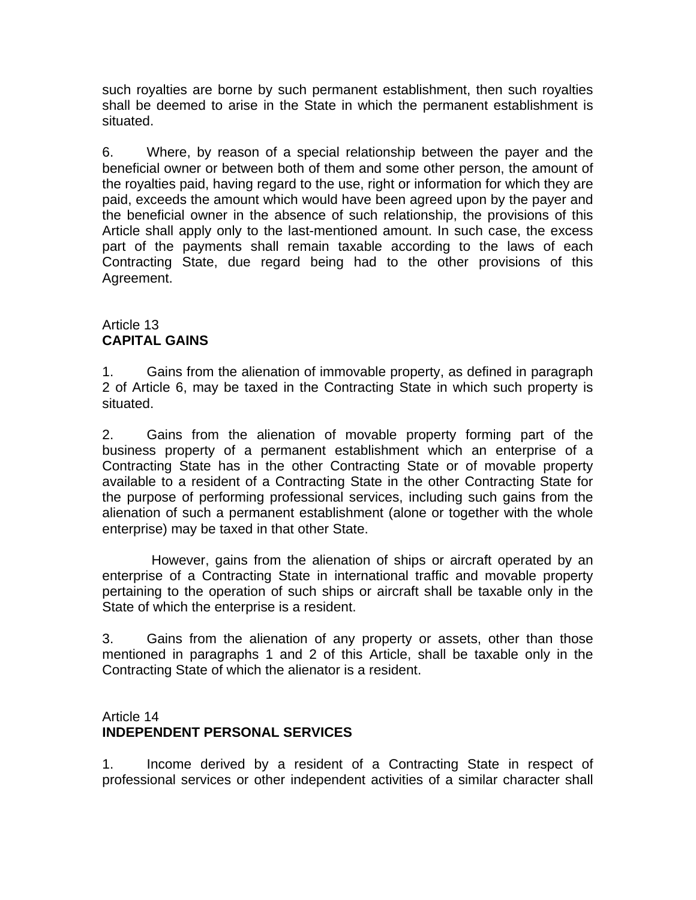such royalties are borne by such permanent establishment, then such royalties shall be deemed to arise in the State in which the permanent establishment is situated.

6. Where, by reason of a special relationship between the payer and the beneficial owner or between both of them and some other person, the amount of the royalties paid, having regard to the use, right or information for which they are paid, exceeds the amount which would have been agreed upon by the payer and the beneficial owner in the absence of such relationship, the provisions of this Article shall apply only to the last-mentioned amount. In such case, the excess part of the payments shall remain taxable according to the laws of each Contracting State, due regard being had to the other provisions of this Agreement.

## Article 13
## **CAPITAL GAINS**

1. Gains from the alienation of immovable property, as defined in paragraph 2 of Article 6, may be taxed in the Contracting State in which such property is situated.

2. Gains from the alienation of movable property forming part of the business property of a permanent establishment which an enterprise of a Contracting State has in the other Contracting State or of movable property available to a resident of a Contracting State in the other Contracting State for the purpose of performing professional services, including such gains from the alienation of such a permanent establishment (alone or together with the whole enterprise) may be taxed in that other State.

However, gains from the alienation of ships or aircraft operated by an enterprise of a Contracting State in international traffic and movable property pertaining to the operation of such ships or aircraft shall be taxable only in the State of which the enterprise is a resident.

3. Gains from the alienation of any property or assets, other than those mentioned in paragraphs 1 and 2 of this Article, shall be taxable only in the Contracting State of which the alienator is a resident.

## Article 14
## **INDEPENDENT PERSONAL SERVICES**

1. Income derived by a resident of a Contracting State in respect of professional services or other independent activities of a similar character shall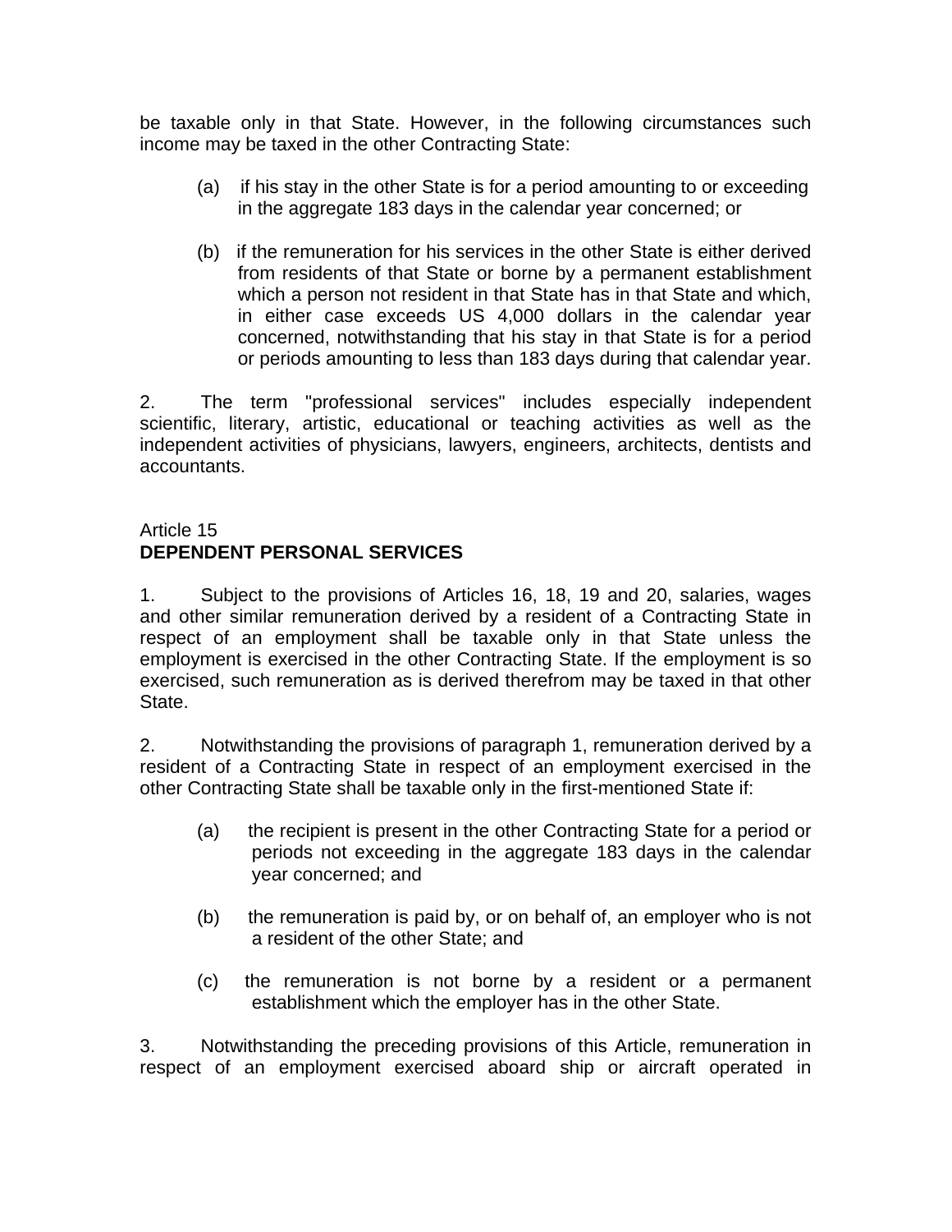be taxable only in that State. However, in the following circumstances such income may be taxed in the other Contracting State:

(a) if his stay in the other State is for a period amounting to or exceeding in the aggregate 183 days in the calendar year concerned; or

(b) if the remuneration for his services in the other State is either derived from residents of that State or borne by a permanent establishment which a person not resident in that State has in that State and which, in either case exceeds US 4,000 dollars in the calendar year concerned, notwithstanding that his stay in that State is for a period or periods amounting to less than 183 days during that calendar year.

2. The term "professional services" includes especially independent scientific, literary, artistic, educational or teaching activities as well as the independent activities of physicians, lawyers, engineers, architects, dentists and accountants.

Article 15
**DEPENDENT PERSONAL SERVICES**

1. Subject to the provisions of Articles 16, 18, 19 and 20, salaries, wages and other similar remuneration derived by a resident of a Contracting State in respect of an employment shall be taxable only in that State unless the employment is exercised in the other Contracting State. If the employment is so exercised, such remuneration as is derived therefrom may be taxed in that other State.

2. Notwithstanding the provisions of paragraph 1, remuneration derived by a resident of a Contracting State in respect of an employment exercised in the other Contracting State shall be taxable only in the first-mentioned State if:

(a) the recipient is present in the other Contracting State for a period or periods not exceeding in the aggregate 183 days in the calendar year concerned; and

(b) the remuneration is paid by, or on behalf of, an employer who is not a resident of the other State; and

(c) the remuneration is not borne by a resident or a permanent establishment which the employer has in the other State.

3. Notwithstanding the preceding provisions of this Article, remuneration in respect of an employment exercised aboard ship or aircraft operated in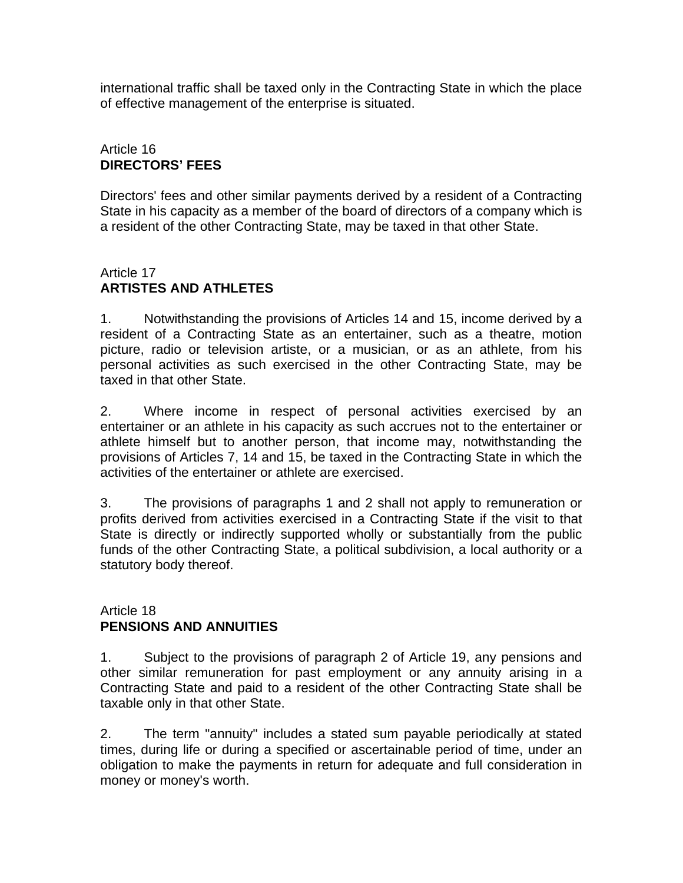international traffic shall be taxed only in the Contracting State in which the place of effective management of the enterprise is situated.

Article 16
**DIRECTORS' FEES**

Directors' fees and other similar payments derived by a resident of a Contracting State in his capacity as a member of the board of directors of a company which is a resident of the other Contracting State, may be taxed in that other State.

Article 17
**ARTISTES AND ATHLETES**

1. Notwithstanding the provisions of Articles 14 and 15, income derived by a resident of a Contracting State as an entertainer, such as a theatre, motion picture, radio or television artiste, or a musician, or as an athlete, from his personal activities as such exercised in the other Contracting State, may be taxed in that other State.

2. Where income in respect of personal activities exercised by an entertainer or an athlete in his capacity as such accrues not to the entertainer or athlete himself but to another person, that income may, notwithstanding the provisions of Articles 7, 14 and 15, be taxed in the Contracting State in which the activities of the entertainer or athlete are exercised.

3. The provisions of paragraphs 1 and 2 shall not apply to remuneration or profits derived from activities exercised in a Contracting State if the visit to that State is directly or indirectly supported wholly or substantially from the public funds of the other Contracting State, a political subdivision, a local authority or a statutory body thereof.

Article 18
**PENSIONS AND ANNUITIES**

1. Subject to the provisions of paragraph 2 of Article 19, any pensions and other similar remuneration for past employment or any annuity arising in a Contracting State and paid to a resident of the other Contracting State shall be taxable only in that other State.

2. The term "annuity" includes a stated sum payable periodically at stated times, during life or during a specified or ascertainable period of time, under an obligation to make the payments in return for adequate and full consideration in money or money's worth.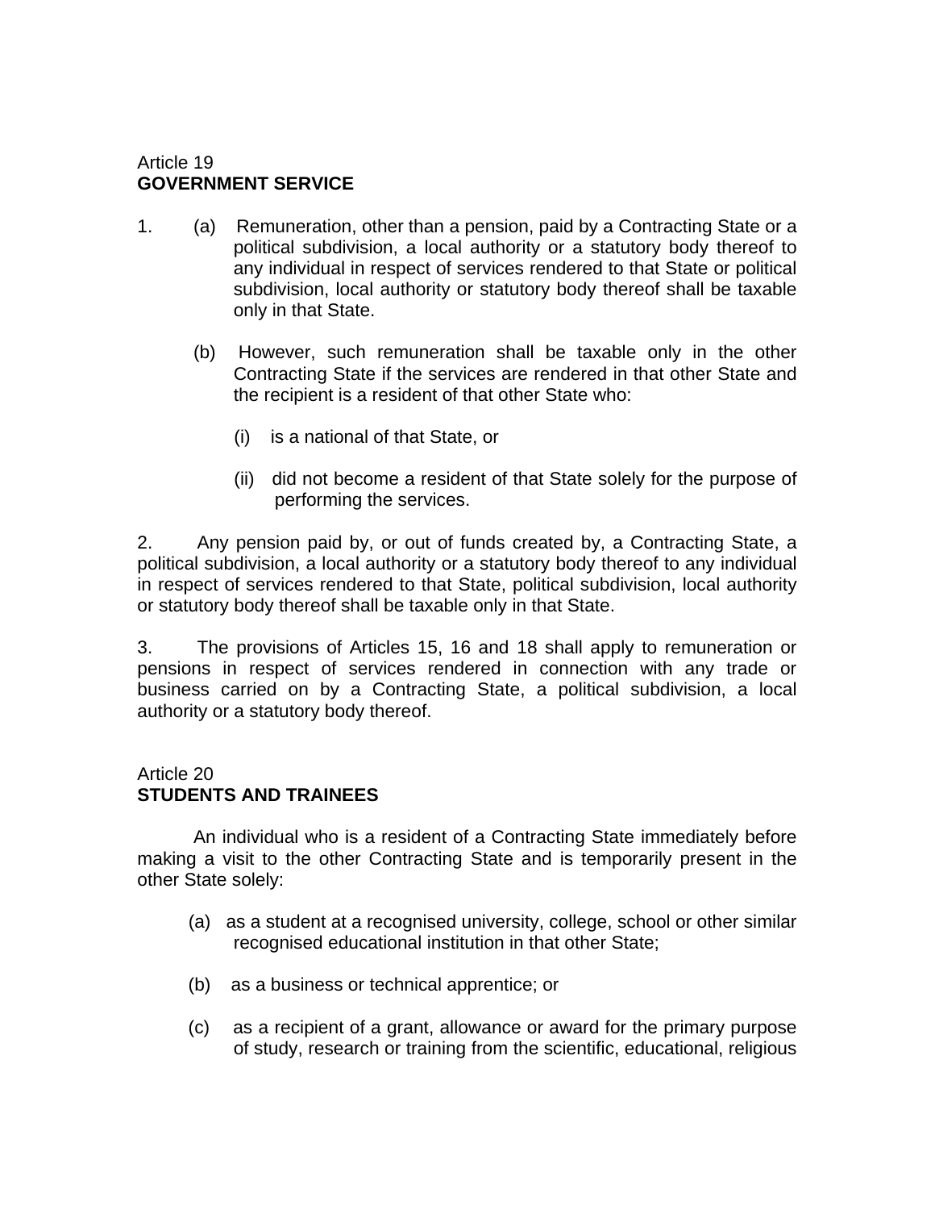Article 19
**GOVERNMENT SERVICE**

1. (a) Remuneration, other than a pension, paid by a Contracting State or a political subdivision, a local authority or a statutory body thereof to any individual in respect of services rendered to that State or political subdivision, local authority or statutory body thereof shall be taxable only in that State.

   (b) However, such remuneration shall be taxable only in the other Contracting State if the services are rendered in that other State and the recipient is a resident of that other State who:

      (i) is a national of that State, or

      (ii) did not become a resident of that State solely for the purpose of performing the services.

2. Any pension paid by, or out of funds created by, a Contracting State, a political subdivision, a local authority or a statutory body thereof to any individual in respect of services rendered to that State, political subdivision, local authority or statutory body thereof shall be taxable only in that State.

3. The provisions of Articles 15, 16 and 18 shall apply to remuneration or pensions in respect of services rendered in connection with any trade or business carried on by a Contracting State, a political subdivision, a local authority or a statutory body thereof.

Article 20
**STUDENTS AND TRAINEES**

An individual who is a resident of a Contracting State immediately before making a visit to the other Contracting State and is temporarily present in the other State solely:

(a) as a student at a recognised university, college, school or other similar recognised educational institution in that other State;

(b) as a business or technical apprentice; or

(c) as a recipient of a grant, allowance or award for the primary purpose of study, research or training from the scientific, educational, religious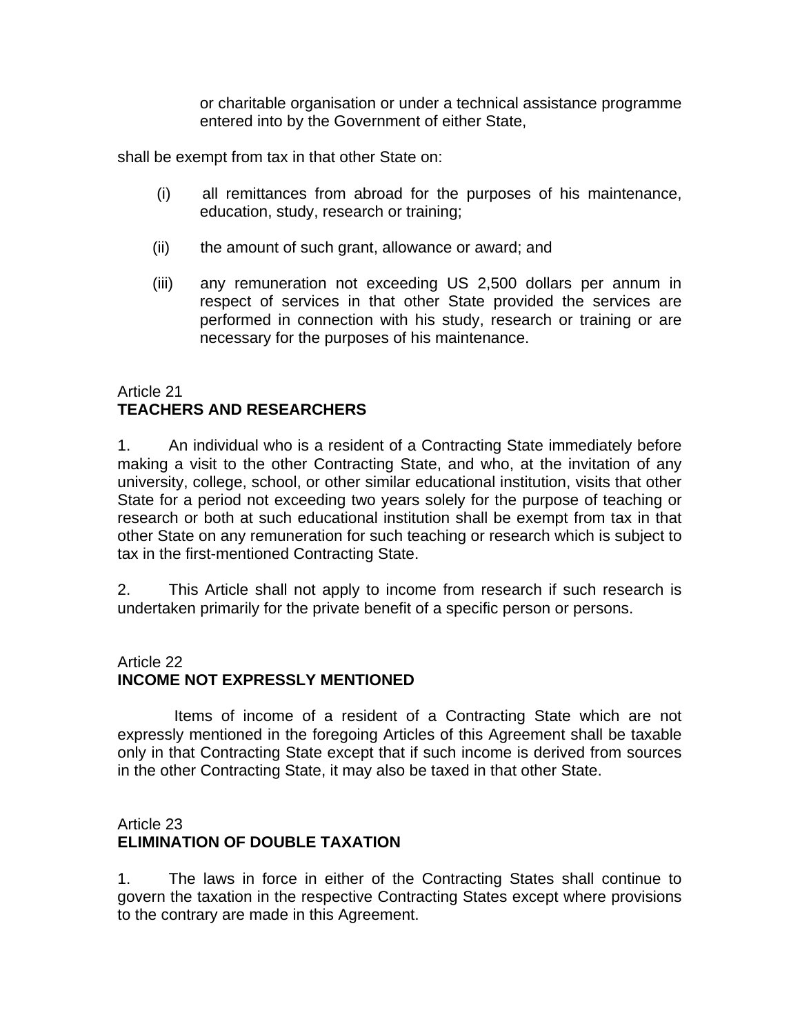or charitable organisation or under a technical assistance programme entered into by the Government of either State,

shall be exempt from tax in that other State on:

(i) all remittances from abroad for the purposes of his maintenance, education, study, research or training;

(ii) the amount of such grant, allowance or award; and

(iii) any remuneration not exceeding US 2,500 dollars per annum in respect of services in that other State provided the services are performed in connection with his study, research or training or are necessary for the purposes of his maintenance.

Article 21
**TEACHERS AND RESEARCHERS**

1. An individual who is a resident of a Contracting State immediately before making a visit to the other Contracting State, and who, at the invitation of any university, college, school, or other similar educational institution, visits that other State for a period not exceeding two years solely for the purpose of teaching or research or both at such educational institution shall be exempt from tax in that other State on any remuneration for such teaching or research which is subject to tax in the first-mentioned Contracting State.

2. This Article shall not apply to income from research if such research is undertaken primarily for the private benefit of a specific person or persons.

Article 22
**INCOME NOT EXPRESSLY MENTIONED**

Items of income of a resident of a Contracting State which are not expressly mentioned in the foregoing Articles of this Agreement shall be taxable only in that Contracting State except that if such income is derived from sources in the other Contracting State, it may also be taxed in that other State.

Article 23
**ELIMINATION OF DOUBLE TAXATION**

1. The laws in force in either of the Contracting States shall continue to govern the taxation in the respective Contracting States except where provisions to the contrary are made in this Agreement.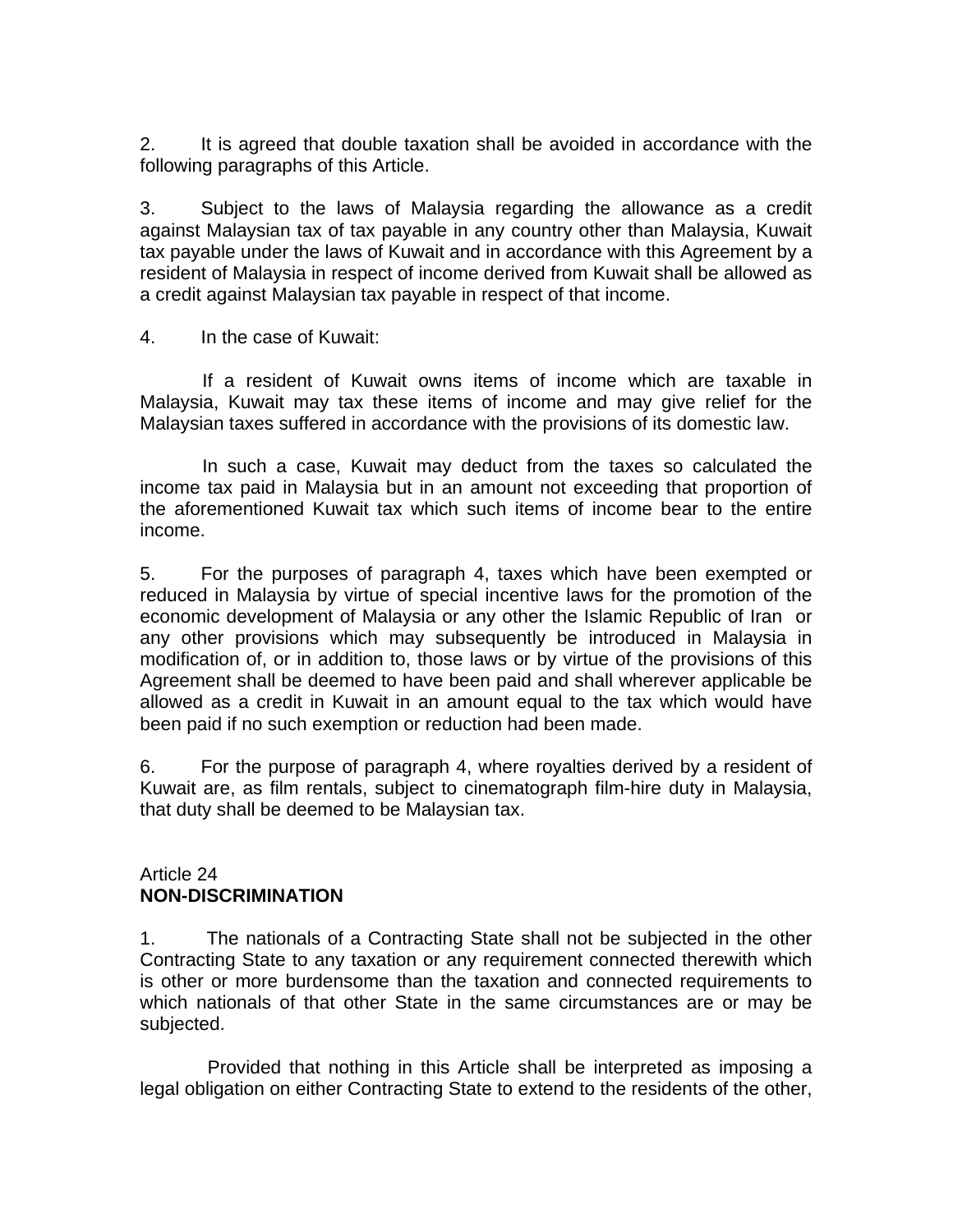2. It is agreed that double taxation shall be avoided in accordance with the following paragraphs of this Article.

3. Subject to the laws of Malaysia regarding the allowance as a credit against Malaysian tax of tax payable in any country other than Malaysia, Kuwait tax payable under the laws of Kuwait and in accordance with this Agreement by a resident of Malaysia in respect of income derived from Kuwait shall be allowed as a credit against Malaysian tax payable in respect of that income.

4. In the case of Kuwait:

If a resident of Kuwait owns items of income which are taxable in Malaysia, Kuwait may tax these items of income and may give relief for the Malaysian taxes suffered in accordance with the provisions of its domestic law.

In such a case, Kuwait may deduct from the taxes so calculated the income tax paid in Malaysia but in an amount not exceeding that proportion of the aforementioned Kuwait tax which such items of income bear to the entire income.

5. For the purposes of paragraph 4, taxes which have been exempted or reduced in Malaysia by virtue of special incentive laws for the promotion of the economic development of Malaysia or any other the Islamic Republic of Iran or any other provisions which may subsequently be introduced in Malaysia in modification of, or in addition to, those laws or by virtue of the provisions of this Agreement shall be deemed to have been paid and shall wherever applicable be allowed as a credit in Kuwait in an amount equal to the tax which would have been paid if no such exemption or reduction had been made.

6. For the purpose of paragraph 4, where royalties derived by a resident of Kuwait are, as film rentals, subject to cinematograph film-hire duty in Malaysia, that duty shall be deemed to be Malaysian tax.

Article 24
**NON-DISCRIMINATION**

1. The nationals of a Contracting State shall not be subjected in the other Contracting State to any taxation or any requirement connected therewith which is other or more burdensome than the taxation and connected requirements to which nationals of that other State in the same circumstances are or may be subjected.

Provided that nothing in this Article shall be interpreted as imposing a legal obligation on either Contracting State to extend to the residents of the other,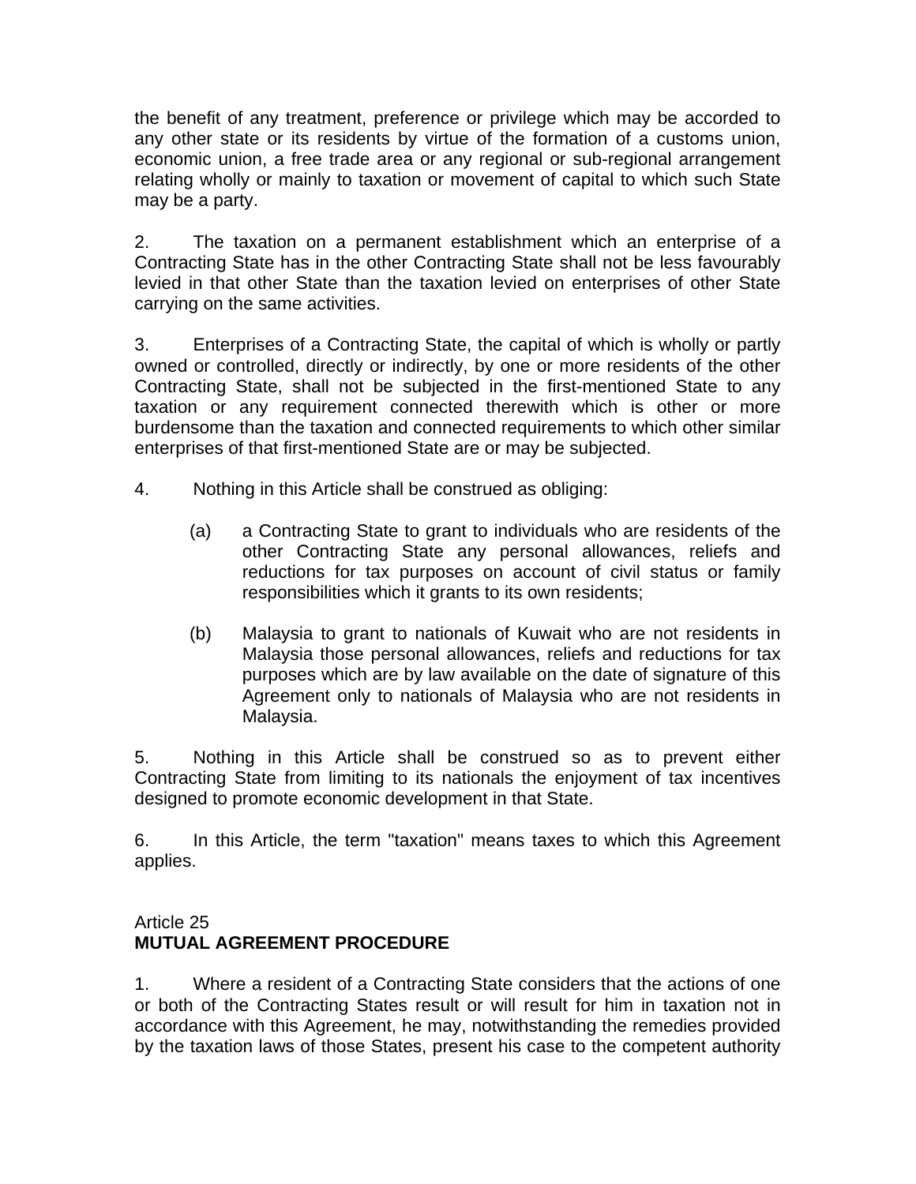the benefit of any treatment, preference or privilege which may be accorded to any other state or its residents by virtue of the formation of a customs union, economic union, a free trade area or any regional or sub-regional arrangement relating wholly or mainly to taxation or movement of capital to which such State may be a party.

2. The taxation on a permanent establishment which an enterprise of a Contracting State has in the other Contracting State shall not be less favourably levied in that other State than the taxation levied on enterprises of other State carrying on the same activities.

3. Enterprises of a Contracting State, the capital of which is wholly or partly owned or controlled, directly or indirectly, by one or more residents of the other Contracting State, shall not be subjected in the first-mentioned State to any taxation or any requirement connected therewith which is other or more burdensome than the taxation and connected requirements to which other similar enterprises of that first-mentioned State are or may be subjected.

4. Nothing in this Article shall be construed as obliging:

(a) a Contracting State to grant to individuals who are residents of the other Contracting State any personal allowances, reliefs and reductions for tax purposes on account of civil status or family responsibilities which it grants to its own residents;

(b) Malaysia to grant to nationals of Kuwait who are not residents in Malaysia those personal allowances, reliefs and reductions for tax purposes which are by law available on the date of signature of this Agreement only to nationals of Malaysia who are not residents in Malaysia.

5. Nothing in this Article shall be construed so as to prevent either Contracting State from limiting to its nationals the enjoyment of tax incentives designed to promote economic development in that State.

6. In this Article, the term "taxation" means taxes to which this Agreement applies.

## Article 25
## **MUTUAL AGREEMENT PROCEDURE**

1. Where a resident of a Contracting State considers that the actions of one or both of the Contracting States result or will result for him in taxation not in accordance with this Agreement, he may, notwithstanding the remedies provided by the taxation laws of those States, present his case to the competent authority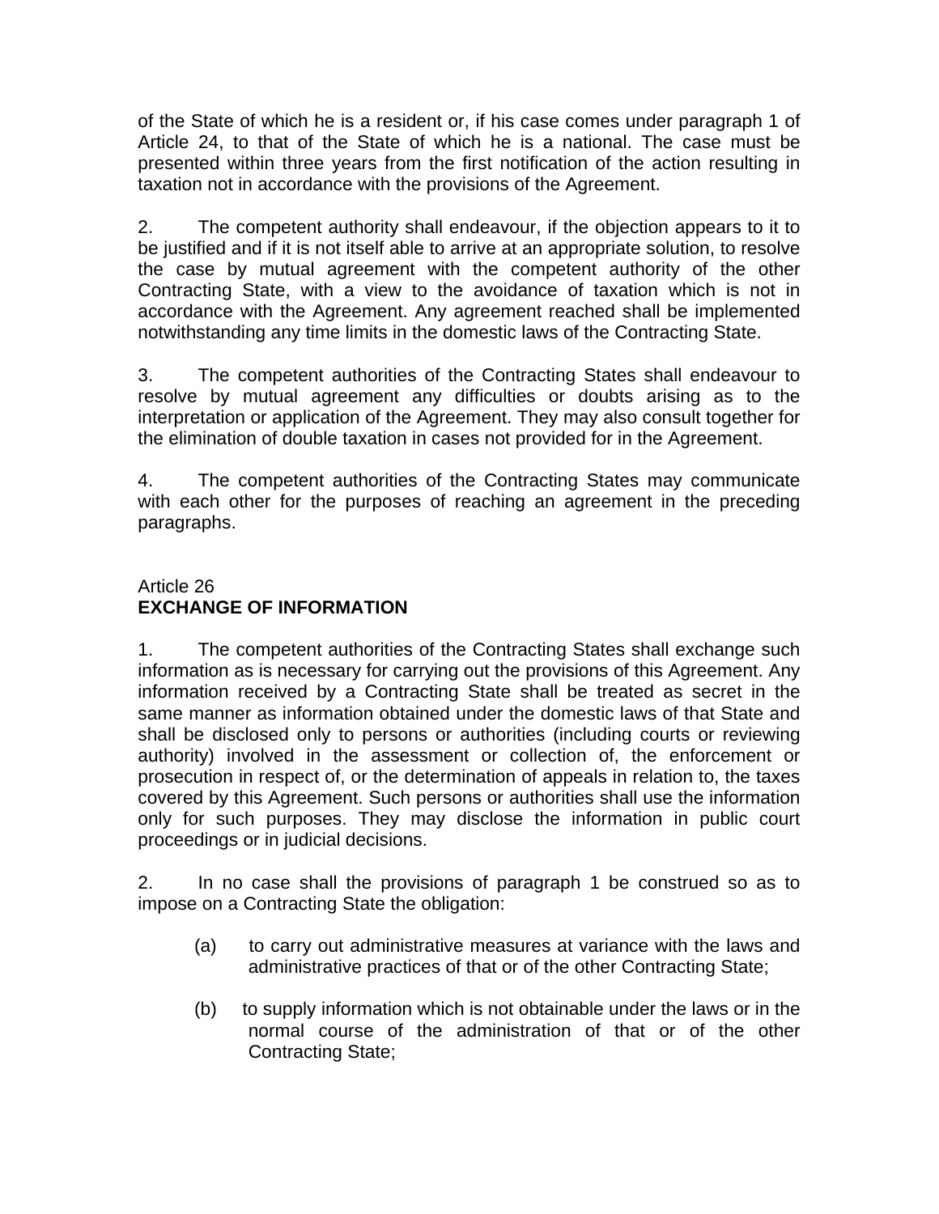of the State of which he is a resident or, if his case comes under paragraph 1 of Article 24, to that of the State of which he is a national. The case must be presented within three years from the first notification of the action resulting in taxation not in accordance with the provisions of the Agreement.

2. The competent authority shall endeavour, if the objection appears to it to be justified and if it is not itself able to arrive at an appropriate solution, to resolve the case by mutual agreement with the competent authority of the other Contracting State, with a view to the avoidance of taxation which is not in accordance with the Agreement. Any agreement reached shall be implemented notwithstanding any time limits in the domestic laws of the Contracting State.

3. The competent authorities of the Contracting States shall endeavour to resolve by mutual agreement any difficulties or doubts arising as to the interpretation or application of the Agreement. They may also consult together for the elimination of double taxation in cases not provided for in the Agreement.

4. The competent authorities of the Contracting States may communicate with each other for the purposes of reaching an agreement in the preceding paragraphs.

Article 26
**EXCHANGE OF INFORMATION**

1. The competent authorities of the Contracting States shall exchange such information as is necessary for carrying out the provisions of this Agreement. Any information received by a Contracting State shall be treated as secret in the same manner as information obtained under the domestic laws of that State and shall be disclosed only to persons or authorities (including courts or reviewing authority) involved in the assessment or collection of, the enforcement or prosecution in respect of, or the determination of appeals in relation to, the taxes covered by this Agreement. Such persons or authorities shall use the information only for such purposes. They may disclose the information in public court proceedings or in judicial decisions.

2. In no case shall the provisions of paragraph 1 be construed so as to impose on a Contracting State the obligation:

(a) to carry out administrative measures at variance with the laws and administrative practices of that or of the other Contracting State;

(b) to supply information which is not obtainable under the laws or in the normal course of the administration of that or of the other Contracting State;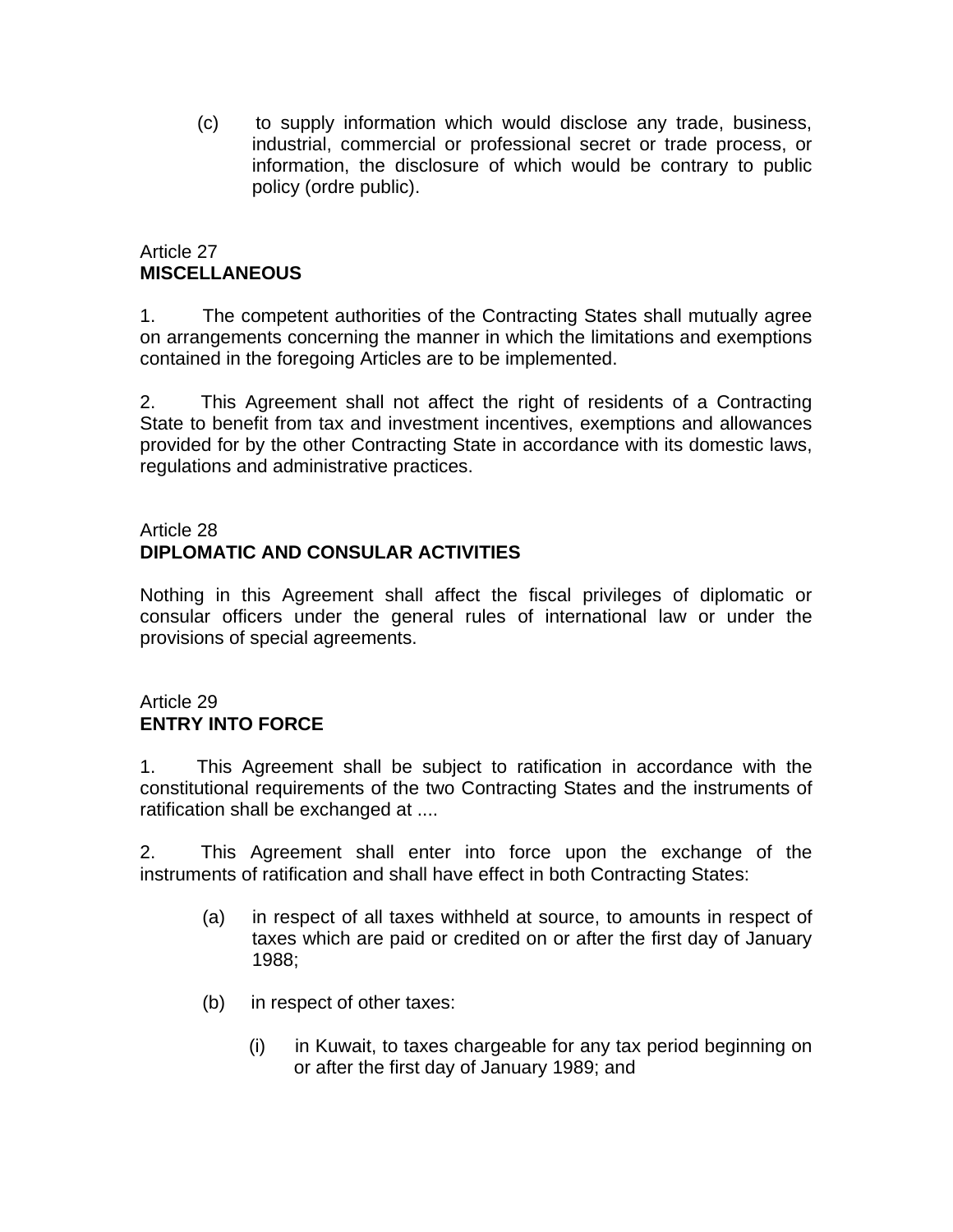(c) to supply information which would disclose any trade, business, industrial, commercial or professional secret or trade process, or information, the disclosure of which would be contrary to public policy (ordre public).

Article 27
**MISCELLANEOUS**

1. The competent authorities of the Contracting States shall mutually agree on arrangements concerning the manner in which the limitations and exemptions contained in the foregoing Articles are to be implemented.

2. This Agreement shall not affect the right of residents of a Contracting State to benefit from tax and investment incentives, exemptions and allowances provided for by the other Contracting State in accordance with its domestic laws, regulations and administrative practices.

Article 28
**DIPLOMATIC AND CONSULAR ACTIVITIES**

Nothing in this Agreement shall affect the fiscal privileges of diplomatic or consular officers under the general rules of international law or under the provisions of special agreements.

Article 29
**ENTRY INTO FORCE**

1. This Agreement shall be subject to ratification in accordance with the constitutional requirements of the two Contracting States and the instruments of ratification shall be exchanged at ....

2. This Agreement shall enter into force upon the exchange of the instruments of ratification and shall have effect in both Contracting States:

(a) in respect of all taxes withheld at source, to amounts in respect of taxes which are paid or credited on or after the first day of January 1988;

(b) in respect of other taxes:

(i) in Kuwait, to taxes chargeable for any tax period beginning on or after the first day of January 1989; and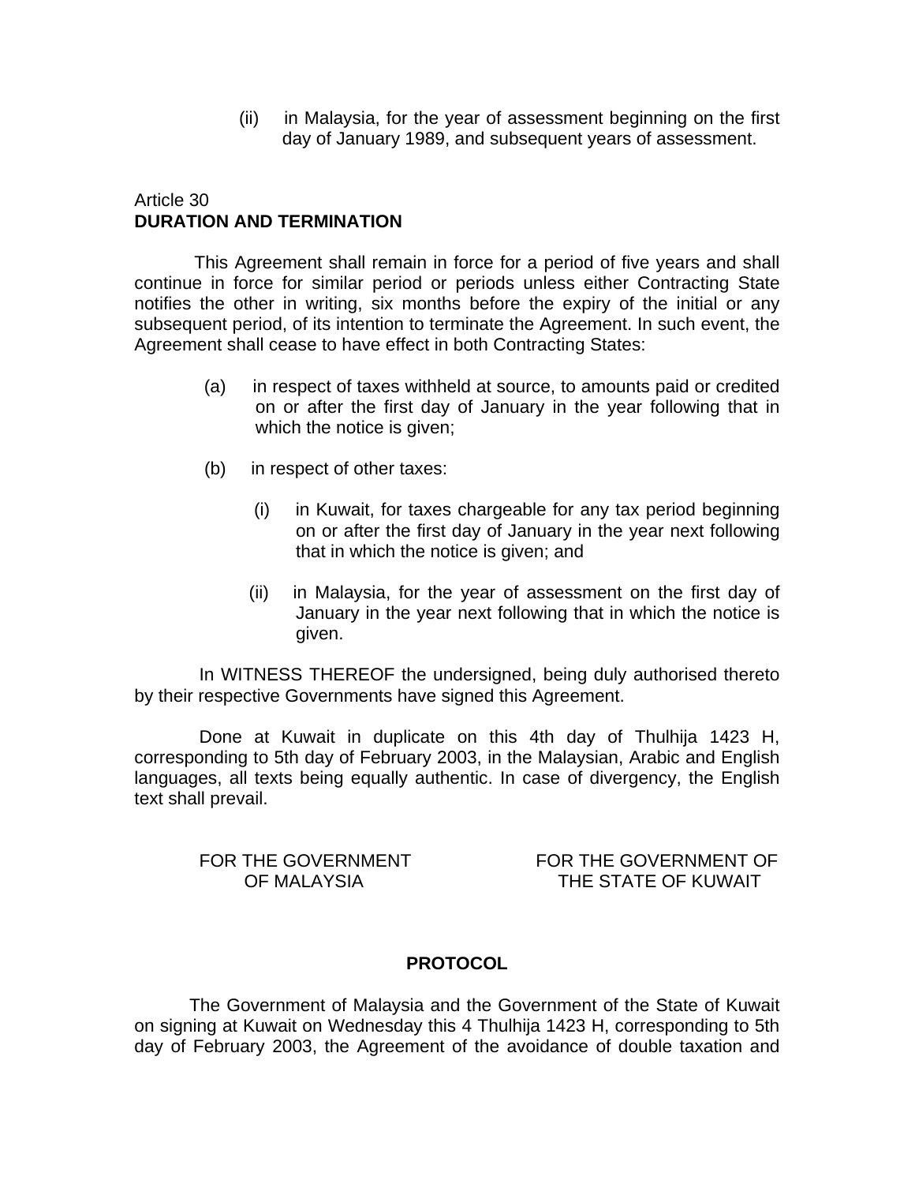(ii) in Malaysia, for the year of assessment beginning on the first day of January 1989, and subsequent years of assessment.

Article 30
**DURATION AND TERMINATION**

This Agreement shall remain in force for a period of five years and shall continue in force for similar period or periods unless either Contracting State notifies the other in writing, six months before the expiry of the initial or any subsequent period, of its intention to terminate the Agreement. In such event, the Agreement shall cease to have effect in both Contracting States:

(a) in respect of taxes withheld at source, to amounts paid or credited on or after the first day of January in the year following that in which the notice is given;

(b) in respect of other taxes:

(i) in Kuwait, for taxes chargeable for any tax period beginning on or after the first day of January in the year next following that in which the notice is given; and

(ii) in Malaysia, for the year of assessment on the first day of January in the year next following that in which the notice is given.

In WITNESS THEREOF the undersigned, being duly authorised thereto by their respective Governments have signed this Agreement.

Done at Kuwait in duplicate on this 4th day of Thulhija 1423 H, corresponding to 5th day of February 2003, in the Malaysian, Arabic and English languages, all texts being equally authentic. In case of divergency, the English text shall prevail.

| FOR THE GOVERNMENT OF MALAYSIA | FOR THE GOVERNMENT OF THE STATE OF KUWAIT |
|---|---|

**PROTOCOL**

The Government of Malaysia and the Government of the State of Kuwait on signing at Kuwait on Wednesday this 4 Thulhija 1423 H, corresponding to 5th day of February 2003, the Agreement of the avoidance of double taxation and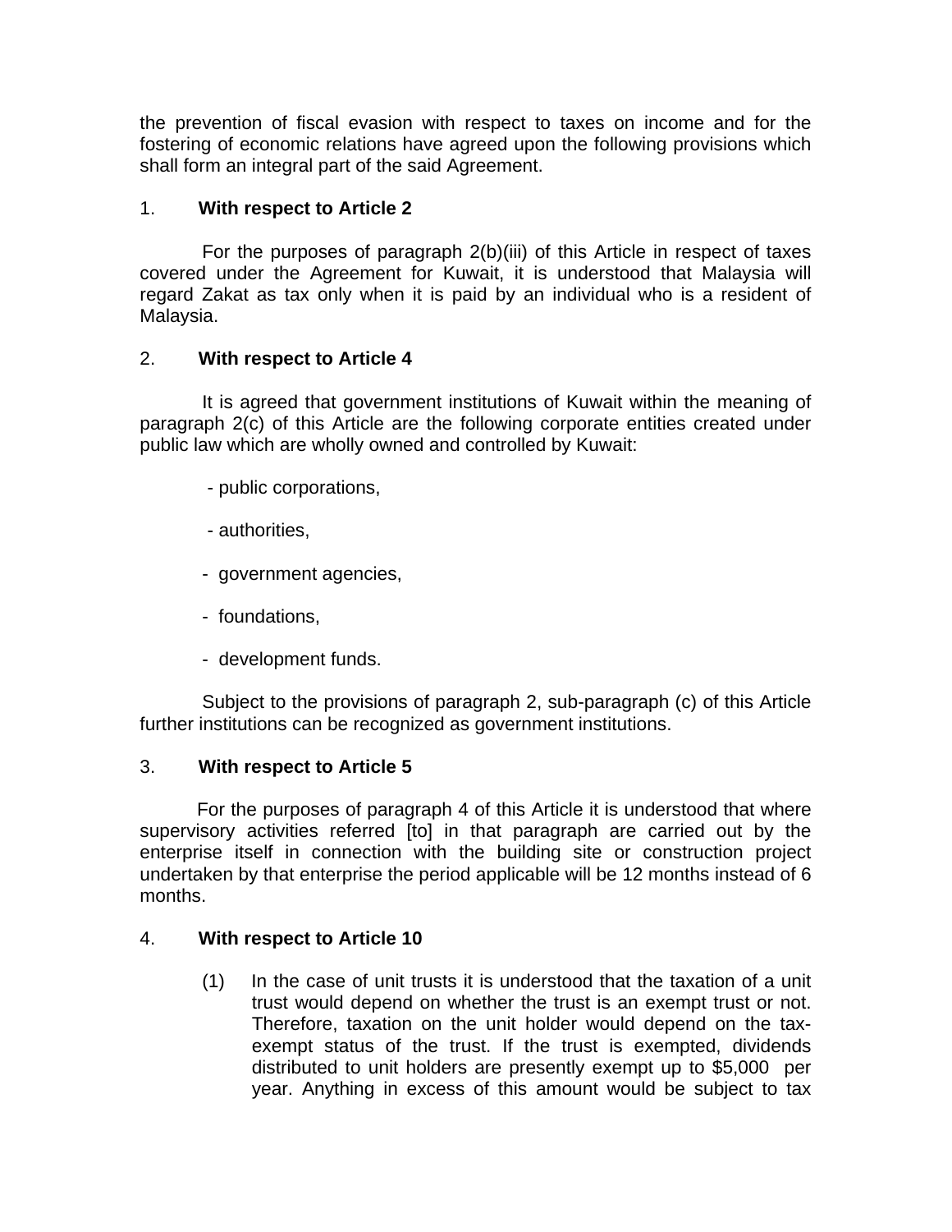the prevention of fiscal evasion with respect to taxes on income and for the fostering of economic relations have agreed upon the following provisions which shall form an integral part of the said Agreement.

1. **With respect to Article 2**

For the purposes of paragraph 2(b)(iii) of this Article in respect of taxes covered under the Agreement for Kuwait, it is understood that Malaysia will regard Zakat as tax only when it is paid by an individual who is a resident of Malaysia.

2. **With respect to Article 4**

It is agreed that government institutions of Kuwait within the meaning of paragraph 2(c) of this Article are the following corporate entities created under public law which are wholly owned and controlled by Kuwait:

- public corporations,
- authorities,
- government agencies,
- foundations,
- development funds.

Subject to the provisions of paragraph 2, sub-paragraph (c) of this Article further institutions can be recognized as government institutions.

3. **With respect to Article 5**

For the purposes of paragraph 4 of this Article it is understood that where supervisory activities referred [to] in that paragraph are carried out by the enterprise itself in connection with the building site or construction project undertaken by that enterprise the period applicable will be 12 months instead of 6 months.

4. **With respect to Article 10**

(1) In the case of unit trusts it is understood that the taxation of a unit trust would depend on whether the trust is an exempt trust or not. Therefore, taxation on the unit holder would depend on the tax-exempt status of the trust. If the trust is exempted, dividends distributed to unit holders are presently exempt up to $5,000 per year. Anything in excess of this amount would be subject to tax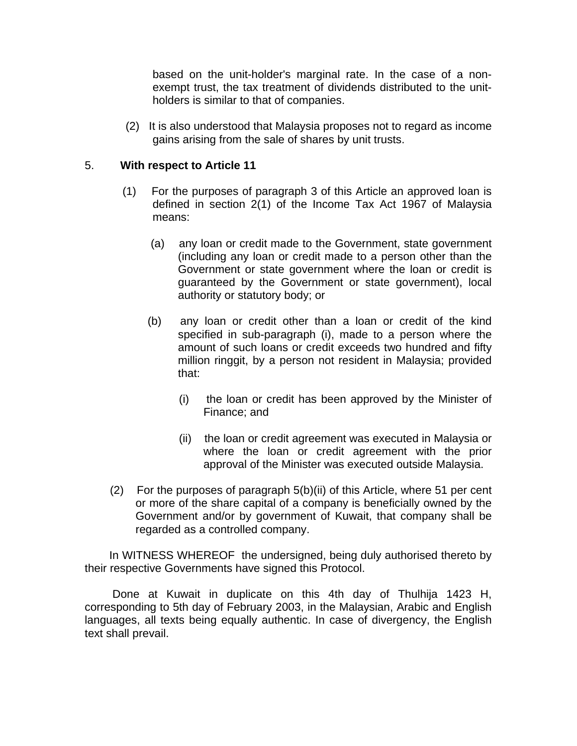based on the unit-holder's marginal rate. In the case of a non-exempt trust, the tax treatment of dividends distributed to the unit-holders is similar to that of companies.

(2) It is also understood that Malaysia proposes not to regard as income gains arising from the sale of shares by unit trusts.

5. **With respect to Article 11**

(1) For the purposes of paragraph 3 of this Article an approved loan is defined in section 2(1) of the Income Tax Act 1967 of Malaysia means:

(a) any loan or credit made to the Government, state government (including any loan or credit made to a person other than the Government or state government where the loan or credit is guaranteed by the Government or state government), local authority or statutory body; or

(b) any loan or credit other than a loan or credit of the kind specified in sub-paragraph (i), made to a person where the amount of such loans or credit exceeds two hundred and fifty million ringgit, by a person not resident in Malaysia; provided that:

(i) the loan or credit has been approved by the Minister of Finance; and

(ii) the loan or credit agreement was executed in Malaysia or where the loan or credit agreement with the prior approval of the Minister was executed outside Malaysia.

(2) For the purposes of paragraph 5(b)(ii) of this Article, where 51 per cent or more of the share capital of a company is beneficially owned by the Government and/or by government of Kuwait, that company shall be regarded as a controlled company.

In WITNESS WHEREOF the undersigned, being duly authorised thereto by their respective Governments have signed this Protocol.

Done at Kuwait in duplicate on this 4th day of Thulhija 1423 H, corresponding to 5th day of February 2003, in the Malaysian, Arabic and English languages, all texts being equally authentic. In case of divergency, the English text shall prevail.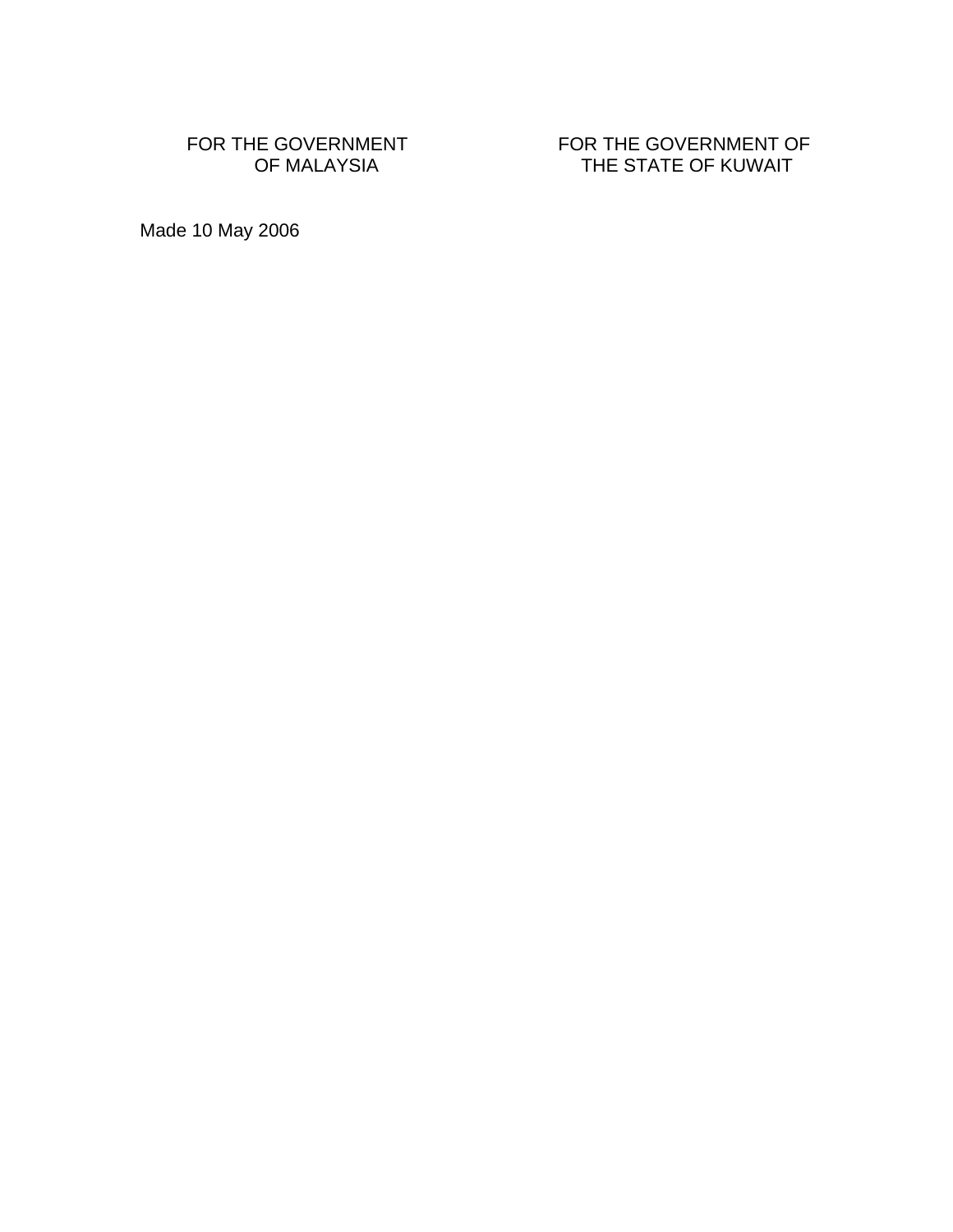| FOR THE GOVERNMENT OF MALAYSIA | FOR THE GOVERNMENT OF THE STATE OF KUWAIT |
| --- | --- |

Made 10 May 2006